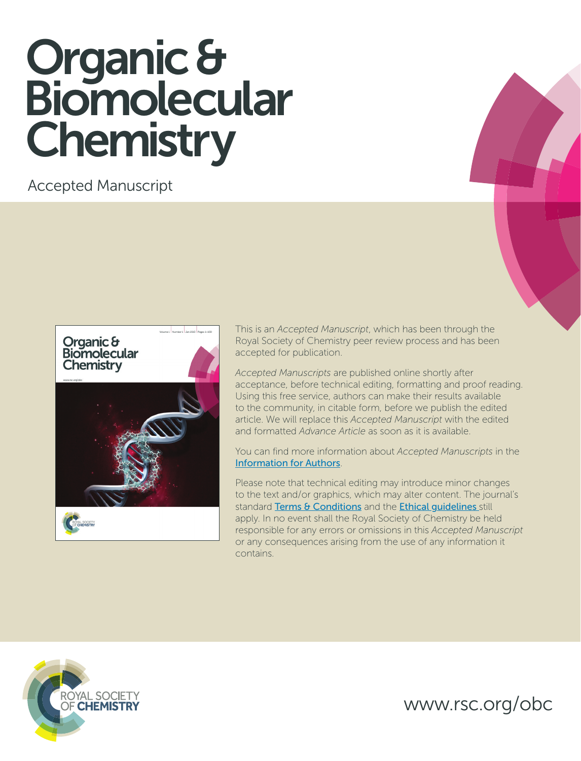# Organic & Biomolecular Chemistry

Accepted Manuscript

This is an *Accepted Manuscript*, which has been through the Royal Society of Chemistry peer review process and has been accepted for publication.

*Accepted Manuscripts* are published online shortly after acceptance, before technical editing, formatting and proof reading. Using this free service, authors can make their results available to the community, in citable form, before we publish the edited article. We will replace this *Accepted Manuscript* with the edited and formatted *Advance Article* as soon as it is available.

You can find more information about *Accepted Manuscripts* in the Information for Authors.

Please note that technical editing may introduce minor changes to the text and/or graphics, which may alter content. The journal's standard Terms & Conditions and the Ethical guidelines still apply. In no event shall the Royal Society of Chemistry be held responsible for any errors or omissions in this *Accepted Manuscript* or any consequences arising from the use of any information it contains.

ROYAL SOCIETY OF CHEMISTRY

www.rsc.org/obc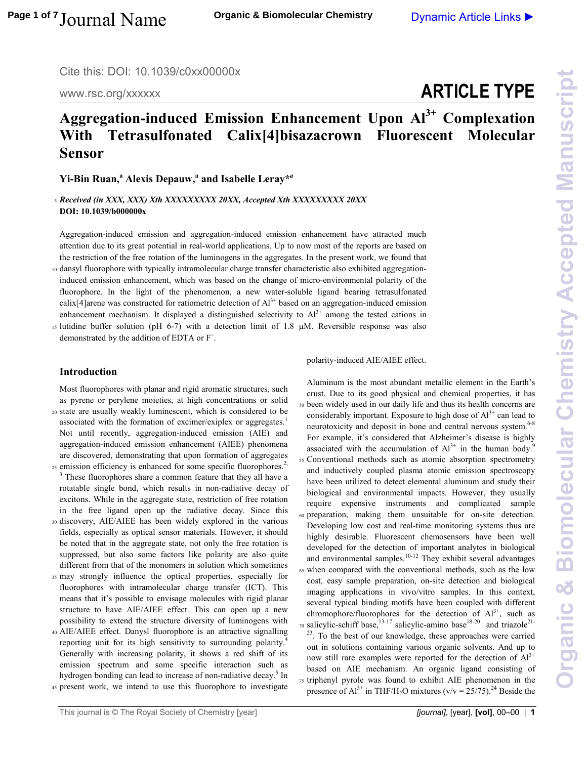# Aggregation-induced Emission Enhancement Upon $Al^{3+}$ Complexation With Tetrasulfonated Calix[4]bisazacrown Fluorescent Molecular Sensor

**Yi-Bin Ruan,[a] Alexis Depauw,[a] and Isabelle Leray*[a]**

***Received (in XXX, XXX) Xth XXXXXXXXX 20XX, Accepted Xth XXXXXXXXX 20XX***
**DOI: 10.1039/b000000x**

Aggregation-induced emission and aggregation-induced emission enhancement have attracted much attention due to its great potential in real-world applications. Up to now most of the reports are based on the restriction of the free rotation of the luminogens in the aggregates. In the present work, we found that dansyl fluorophore with typically intramolecular charge transfer characteristic also exhibited aggregation-induced emission enhancement, which was based on the change of micro-environmental polarity of the fluorophore. In the light of the phenomenon, a new water-soluble ligand bearing tetrasulfonated calix[4]arene was constructed for ratiometric detection of $Al^{3+}$ based on an aggregation-induced emission enhancement mechanism. It displayed a distinguished selectivity to $Al^{3+}$ among the tested cations in lutidine buffer solution (pH 6-7) with a detection limit of 1.8 μM. Reversible response was also demonstrated by the addition of EDTA or $F^-$.

## Introduction

Most fluorophores with planar and rigid aromatic structures, such as pyrene or perylene moieties, at high concentrations or solid state are usually weakly luminescent, which is considered to be associated with the formation of excimer/exiplex or aggregates.[1] Not until recently, aggregation-induced emission (AIE) and aggregation-induced emission enhancement (AIEE) phenomena are discovered, demonstrating that upon formation of aggregates emission efficiency is enhanced for some specific fluorophores.[2,3] These fluorophores share a common feature that they all have a rotatable single bond, which results in non-radiative decay of excitons. While in the aggregate state, restriction of free rotation in the free ligand open up the radiative decay. Since this discovery, AIE/AIEE has been widely explored in the various fields, especially as optical sensor materials. However, it should be noted that in the aggregate state, not only the free rotation is suppressed, but also some factors like polarity are also quite different from that of the monomers in solution which sometimes may strongly influence the optical properties, especially for fluorophores with intramolecular charge transfer (ICT). This means that it's possible to envisage molecules with rigid planar structure to have AIE/AIEE effect. This can open up a new possibility to extend the structure diversity of luminogens with AIE/AIEE effect. Danysl fluorophore is an attractive signalling reporting unit for its high sensitivity to surrounding polarity.[4] Generally with increasing polarity, it shows a red shift of its emission spectrum and some specific interaction such as hydrogen bonding can lead to increase of non-radiative decay.[5] In present work, we intend to use this fluorophore to investigate polarity-induced AIE/AIEE effect.

Aluminum is the most abundant metallic element in the Earth's crust. Due to its good physical and chemical properties, it has been widely used in our daily life and thus its health concerns are considerably important. Exposure to high dose of $Al^{3+}$ can lead to neurotoxicity and deposit in bone and central nervous system.[6-8] For example, it's considered that Alzheimer's disease is highly associated with the accumulation of $Al^{3+}$ in the human body.[9] Conventional methods such as atomic absorption spectrometry and inductively coupled plasma atomic emission spectroscopy have been utilized to detect elemental aluminum and study their biological and environmental impacts. However, they usually require expensive instruments and complicated sample preparation, making them unsuitable for on-site detection. Developing low cost and real-time monitoring systems thus are highly desirable. Fluorescent chemosensors have been well developed for the detection of important analytes in biological and environmental samples.[10-12] They exhibit several advantages when compared with the conventional methods, such as the low cost, easy sample preparation, on-site detection and biological imaging applications in vivo/vitro samples. In this context, several typical binding motifs have been coupled with different chromophore/fluorophores for the detection of $Al^{3+}$, such as salicylic-schiff base,[13-17] salicylic-amino base[18-20] and triazole[21-23]. To the best of our knowledge, these approaches were carried out in solutions containing various organic solvents. And up to now still rare examples were reported for the detection of $Al^{3+}$ based on AIE mechanism. An organic ligand consisting of triphenyl pyrole was found to exhibit AIE phenomenon in the presence of $Al^{3+}$ in THF/$H_2O$ mixtures (v/v = 25/75).[24] Beside the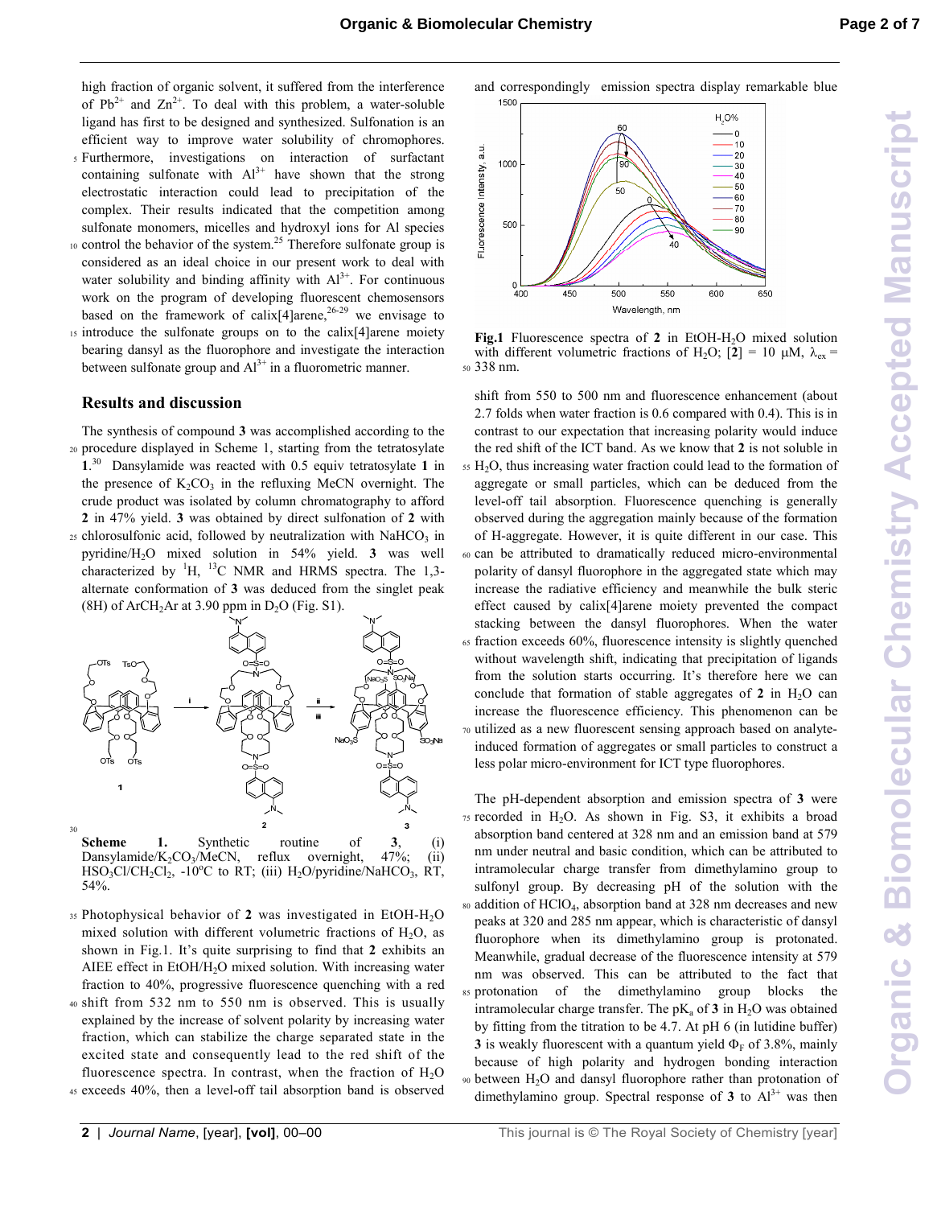high fraction of organic solvent, it suffered from the interference of $Pb^{2+}$ and $Zn^{2+}$. To deal with this problem, a water-soluble ligand has first to be designed and synthesized. Sulfonation is an efficient way to improve water solubility of chromophores. Furthermore, investigations on interaction of surfactant containing sulfonate with $Al^{3+}$ have shown that the strong electrostatic interaction could lead to precipitation of the complex. Their results indicated that the competition among sulfonate monomers, micelles and hydroxyl ions for Al species control the behavior of the system.[25] Therefore sulfonate group is considered as an ideal choice in our present work to deal with water solubility and binding affinity with $Al^{3+}$. For continuous work on the program of developing fluorescent chemosensors based on the framework of calix[4]arene,[26-29] we envisage to introduce the sulfonate groups on to the calix[4]arene moiety bearing dansyl as the fluorophore and investigate the interaction between sulfonate group and $Al^{3+}$ in a fluorometric manner.

## Results and discussion

The synthesis of compound **3** was accomplished according to the procedure displayed in Scheme 1, starting from the tetratosylate **1**.[30] Dansylamide was reacted with 0.5 equiv tetratosylate **1** in the presence of $K_2CO_3$ in the refluxing MeCN overnight. The crude product was isolated by column chromatography to afford **2** in 47% yield. **3** was obtained by direct sulfonation of **2** with chlorosulfonic acid, followed by neutralization with $NaHCO_3$ in pyridine/$H_2O$ mixed solution in 54% yield. **3** was well characterized by $^1H$, $^{13}C$ NMR and HRMS spectra. The 1,3-alternate conformation of **3** was deduced from the singlet peak (8H) of $ArCH_2Ar$ at 3.90 ppm in $D_2O$ (Fig. S1).

**Scheme 1.** Synthetic routine of **3**, (i) Dansylamide/$K_2CO_3$/MeCN, reflux overnight, 47%; (ii) $HSO_3Cl/CH_2Cl_2$, -10°C to RT; (iii) $H_2O$/pyridine/$NaHCO_3$, RT, 54%.

Photophysical behavior of **2** was investigated in EtOH-$H_2O$ mixed solution with different volumetric fractions of $H_2O$, as shown in Fig.1. It's quite surprising to find that **2** exhibits an AIEE effect in EtOH/$H_2O$ mixed solution. With increasing water fraction to 40%, progressive fluorescence quenching with a red shift from 532 nm to 550 nm is observed. This is usually explained by the increase of solvent polarity by increasing water fraction, which can stabilize the charge separated state in the excited state and consequently lead to the red shift of the fluorescence spectra. In contrast, when the fraction of $H_2O$ exceeds 40%, then a level-off tail absorption band is observed and correspondingly emission spectra display remarkable blue

**Fig.1** Fluorescence spectra of **2** in EtOH-$H_2O$ mixed solution with different volumetric fractions of $H_2O$; [**2**] = 10 μM, $\lambda_{ex}$ = 338 nm.

shift from 550 to 500 nm and fluorescence enhancement (about 2.7 folds when water fraction is 0.6 compared with 0.4). This is in contrast to our expectation that increasing polarity would induce the red shift of the ICT band. As we know that **2** is not soluble in $H_2O$, thus increasing water fraction could lead to the formation of aggregate or small particles, which can be deduced from the level-off tail absorption. Fluorescence quenching is generally observed during the aggregation mainly because of the formation of H-aggregate. However, it is quite different in our case. This can be attributed to dramatically reduced micro-environmental polarity of dansyl fluorophore in the aggregated state which may increase the radiative efficiency and meanwhile the bulk steric effect caused by calix[4]arene moiety prevented the compact stacking between the dansyl fluorophores. When the water fraction exceeds 60%, fluorescence intensity is slightly quenched without wavelength shift, indicating that precipitation of ligands from the solution starts occurring. It's therefore here we can conclude that formation of stable aggregates of **2** in $H_2O$ can increase the fluorescence efficiency. This phenomenon can be utilized as a new fluorescent sensing approach based on analyte-induced formation of aggregates or small particles to construct a less polar micro-environment for ICT type fluorophores.

The pH-dependent absorption and emission spectra of **3** were recorded in $H_2O$. As shown in Fig. S3, it exhibits a broad absorption band centered at 328 nm and an emission band at 579 nm under neutral and basic condition, which can be attributed to intramolecular charge transfer from dimethylamino group to sulfonyl group. By decreasing pH of the solution with the addition of $HClO_4$, absorption band at 328 nm decreases and new peaks at 320 and 285 nm appear, which is characteristic of dansyl fluorophore when its dimethylamino group is protonated. Meanwhile, gradual decrease of the fluorescence intensity at 579 nm was observed. This can be attributed to the fact that protonation of the dimethylamino group blocks the intramolecular charge transfer. The $pK_a$ of **3** in $H_2O$ was obtained by fitting from the titration to be 4.7. At pH 6 (in lutidine buffer) **3** is weakly fluorescent with a quantum yield $\Phi_F$ of 3.8%, mainly because of high polarity and hydrogen bonding interaction between $H_2O$ and dansyl fluorophore rather than protonation of dimethylamino group. Spectral response of **3** to $Al^{3+}$ was then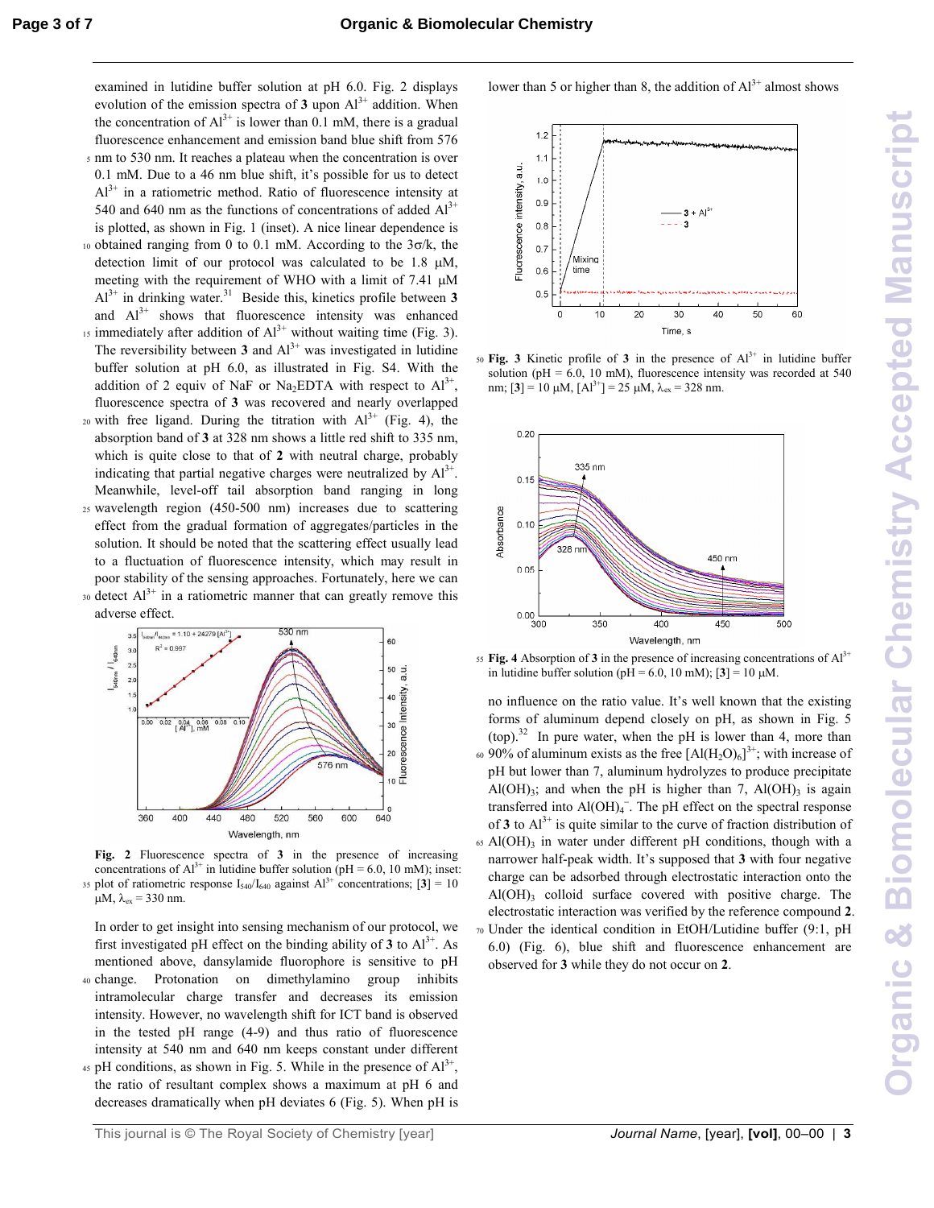examined in lutidine buffer solution at pH 6.0. Fig. 2 displays evolution of the emission spectra of **3** upon $Al^{3+}$ addition. When the concentration of $Al^{3+}$ is lower than 0.1 mM, there is a gradual fluorescence enhancement and emission band blue shift from 576 nm to 530 nm. It reaches a plateau when the concentration is over 0.1 mM. Due to a 46 nm blue shift, it's possible for us to detect $Al^{3+}$ in a ratiometric method. Ratio of fluorescence intensity at 540 and 640 nm as the functions of concentrations of added $Al^{3+}$ is plotted, as shown in Fig. 1 (inset). A nice linear dependence is obtained ranging from 0 to 0.1 mM. According to the 3σ/k, the detection limit of our protocol was calculated to be 1.8 μM, meeting with the requirement of WHO with a limit of 7.41 μM $Al^{3+}$ in drinking water.[31] Beside this, kinetics profile between **3** and $Al^{3+}$ shows that fluorescence intensity was enhanced immediately after addition of $Al^{3+}$ without waiting time (Fig. 3). The reversibility between **3** and $Al^{3+}$ was investigated in lutidine buffer solution at pH 6.0, as illustrated in Fig. S4. With the addition of 2 equiv of NaF or $Na_2EDTA$ with respect to $Al^{3+}$, fluorescence spectra of **3** was recovered and nearly overlapped with free ligand. During the titration with $Al^{3+}$ (Fig. 4), the absorption band of **3** at 328 nm shows a little red shift to 335 nm, which is quite close to that of **2** with neutral charge, probably indicating that partial negative charges were neutralized by $Al^{3+}$. Meanwhile, level-off tail absorption band ranging in long wavelength region (450-500 nm) increases due to scattering effect from the gradual formation of aggregates/particles in the solution. It should be noted that the scattering effect usually lead to a fluctuation of fluorescence intensity, which may result in poor stability of the sensing approaches. Fortunately, here we can detect $Al^{3+}$ in a ratiometric manner that can greatly remove this adverse effect.

**Fig. 2** Fluorescence spectra of **3** in the presence of increasing concentrations of $Al^{3+}$ in lutidine buffer solution (pH = 6.0, 10 mM); inset: plot of ratiometric response $I_{540}/I_{640}$ against $Al^{3+}$ concentrations; [**3**] = 10 μM, $\lambda_{ex}$ = 330 nm.

In order to get insight into sensing mechanism of our protocol, we first investigated pH effect on the binding ability of **3** to $Al^{3+}$. As mentioned above, dansylamide fluorophore is sensitive to pH change. Protonation on dimethylamino group inhibits intramolecular charge transfer and decreases its emission intensity. However, no wavelength shift for ICT band is observed in the tested pH range (4-9) and thus ratio of fluorescence intensity at 540 nm and 640 nm keeps constant under different pH conditions, as shown in Fig. 5. While in the presence of $Al^{3+}$, the ratio of resultant complex shows a maximum at pH 6 and decreases dramatically when pH deviates 6 (Fig. 5). When pH is lower than 5 or higher than 8, the addition of $Al^{3+}$ almost shows

**Fig. 3** Kinetic profile of **3** in the presence of $Al^{3+}$ in lutidine buffer solution (pH = 6.0, 10 mM), fluorescence intensity was recorded at 540 nm; [**3**] = 10 μM, [$Al^{3+}$] = 25 μM, $\lambda_{ex}$ = 328 nm.

**Fig. 4** Absorption of **3** in the presence of increasing concentrations of $Al^{3+}$ in lutidine buffer solution (pH = 6.0, 10 mM); [**3**] = 10 μM.

no influence on the ratio value. It's well known that the existing forms of aluminum depend closely on pH, as shown in Fig. 5 (top).[32] In pure water, when the pH is lower than 4, more than 90% of aluminum exists as the free $[Al(H_2O)_6]^{3+}$; with increase of pH but lower than 7, aluminum hydrolyzes to produce precipitate $Al(OH)_3$; and when the pH is higher than 7, $Al(OH)_3$ is again transferred into $Al(OH)_4^-$. The pH effect on the spectral response of **3** to $Al^{3+}$ is quite similar to the curve of fraction distribution of $Al(OH)_3$ in water under different pH conditions, though with a narrower half-peak width. It's supposed that **3** with four negative charge can be adsorbed through electrostatic interaction onto the $Al(OH)_3$ colloid surface covered with positive charge. The electrostatic interaction was verified by the reference compound **2**. Under the identical condition in EtOH/Lutidine buffer (9:1, pH 6.0) (Fig. 6), blue shift and fluorescence enhancement are observed for **3** while they do not occur on **2**.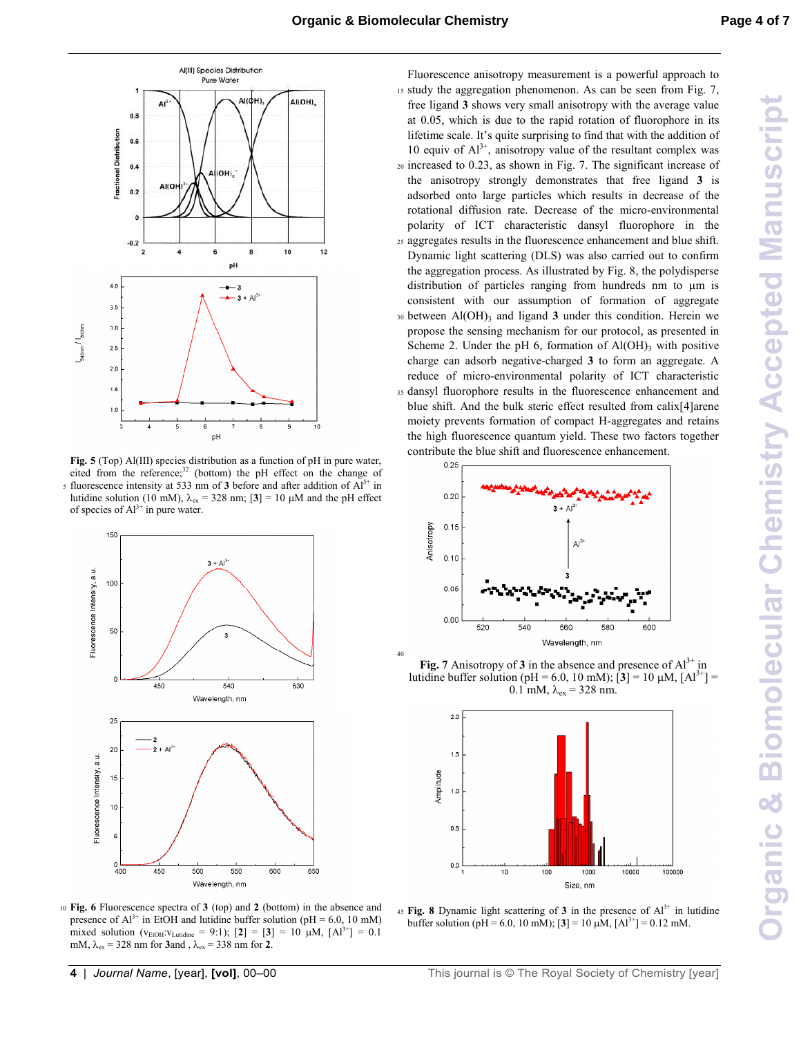**Fig. 5** (Top) Al(III) species distribution as a function of pH in pure water, cited from the reference;[32] (bottom) the pH effect on the change of fluorescence intensity at 533 nm of **3** before and after addition of $Al^{3+}$ in lutidine solution (10 mM), $\lambda_{ex}$ = 328 nm; [**3**] = 10 μM and the pH effect of species of $Al^{3+}$ in pure water.

**Fig. 6** Fluorescence spectra of **3** (top) and **2** (bottom) in the absence and presence of $Al^{3+}$ in EtOH and lutidine buffer solution (pH = 6.0, 10 mM) mixed solution ($v_{EtOH}$:$v_{Lutidine}$ = 9:1); [**2**] = [**3**] = 10 μM, [$Al^{3+}$] = 0.1 mM, $\lambda_{ex}$ = 328 nm for **3** and , $\lambda_{ex}$ = 338 nm for **2**.

Fluorescence anisotropy measurement is a powerful approach to study the aggregation phenomenon. As can be seen from Fig. 7, free ligand **3** shows very small anisotropy with the average value at 0.05, which is due to the rapid rotation of fluorophore in its lifetime scale. It's quite surprising to find that with the addition of 10 equiv of $Al^{3+}$, anisotropy value of the resultant complex was increased to 0.23, as shown in Fig. 7. The significant increase of the anisotropy strongly demonstrates that free ligand **3** is adsorbed onto large particles which results in decrease of the rotational diffusion rate. Decrease of the micro-environmental polarity of ICT characteristic dansyl fluorophore in the aggregates results in the fluorescence enhancement and blue shift. Dynamic light scattering (DLS) was also carried out to confirm the aggregation process. As illustrated by Fig. 8, the polydisperse distribution of particles ranging from hundreds nm to μm is consistent with our assumption of formation of aggregate between $Al(OH)_3$ and ligand **3** under this condition. Herein we propose the sensing mechanism for our protocol, as presented in Scheme 2. Under the pH 6, formation of $Al(OH)_3$ with positive charge can adsorb negative-charged **3** to form an aggregate. A reduce of micro-environmental polarity of ICT characteristic dansyl fluorophore results in the fluorescence enhancement and blue shift. And the bulk steric effect resulted from calix[4]arene moiety prevents formation of compact H-aggregates and retains the high fluorescence quantum yield. These two factors together contribute the blue shift and fluorescence enhancement.

**Fig. 7** Anisotropy of **3** in the absence and presence of $Al^{3+}$ in lutidine buffer solution (pH = 6.0, 10 mM); [**3**] = 10 μM, [$Al^{3+}$] = 0.1 mM, $\lambda_{ex}$ = 328 nm.

**Fig. 8** Dynamic light scattering of **3** in the presence of $Al^{3+}$ in lutidine buffer solution (pH = 6.0, 10 mM); [**3**] = 10 μM, [$Al^{3+}$] = 0.12 mM.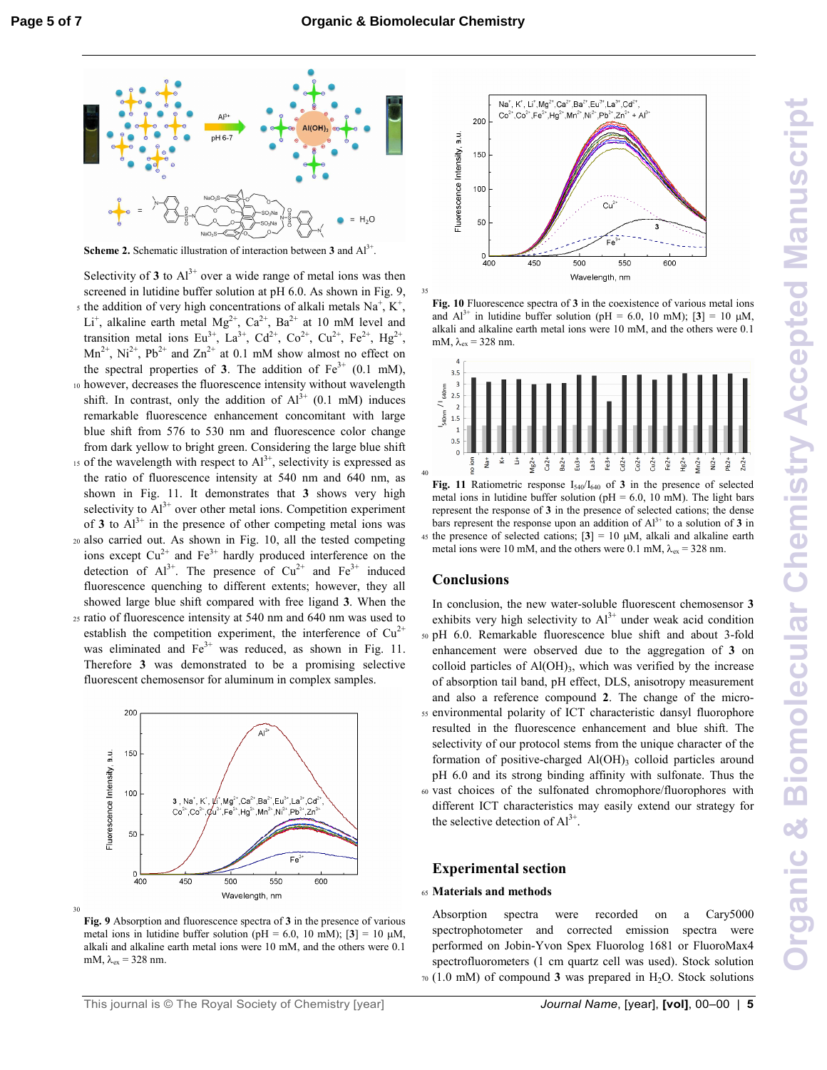Scheme 2. Schematic illustration of interaction between **3** and $Al^{3+}$.

Selectivity of **3** to $Al^{3+}$ over a wide range of metal ions was then screened in lutidine buffer solution at pH 6.0. As shown in Fig. 9, the addition of very high concentrations of alkali metals $Na^+$, $K^+$, $Li^+$, alkaline earth metal $Mg^{2+}$, $Ca^{2+}$, $Ba^{2+}$ at 10 mM level and transition metal ions $Eu^{3+}$, $La^{3+}$, $Cd^{2+}$, $Co^{2+}$, $Cu^{2+}$, $Fe^{2+}$, $Hg^{2+}$, $Mn^{2+}$, $Ni^{2+}$, $Pb^{2+}$ and $Zn^{2+}$ at 0.1 mM show almost no effect on the spectral properties of **3**. The addition of $Fe^{3+}$ (0.1 mM), however, decreases the fluorescence intensity without wavelength shift. In contrast, only the addition of $Al^{3+}$ (0.1 mM) induces remarkable fluorescence enhancement concomitant with large blue shift from 576 to 530 nm and fluorescence color change from dark yellow to bright green. Considering the large blue shift of the wavelength with respect to $Al^{3+}$, selectivity is expressed as the ratio of fluorescence intensity at 540 nm and 640 nm, as shown in Fig. 11. It demonstrates that **3** shows very high selectivity to $Al^{3+}$ over other metal ions. Competition experiment of **3** to $Al^{3+}$ in the presence of other competing metal ions was also carried out. As shown in Fig. 10, all the tested competing ions except $Cu^{2+}$ and $Fe^{3+}$ hardly produced interference on the detection of $Al^{3+}$. The presence of $Cu^{2+}$ and $Fe^{3+}$ induced fluorescence quenching to different extents; however, they all showed large blue shift compared with free ligand **3**. When the ratio of fluorescence intensity at 540 nm and 640 nm was used to establish the competition experiment, the interference of $Cu^{2+}$ was eliminated and $Fe^{3+}$ was reduced, as shown in Fig. 11. Therefore **3** was demonstrated to be a promising selective fluorescent chemosensor for aluminum in complex samples.

**Fig. 9** Absorption and fluorescence spectra of **3** in the presence of various metal ions in lutidine buffer solution (pH = 6.0, 10 mM); [**3**] = 10 μM, alkali and alkaline earth metal ions were 10 mM, and the others were 0.1 mM, $\lambda_{ex}$ = 328 nm.

**Fig. 10** Fluorescence spectra of **3** in the coexistence of various metal ions and $Al^{3+}$ in lutidine buffer solution (pH = 6.0, 10 mM); [**3**] = 10 μM, alkali and alkaline earth metal ions were 10 mM, and the others were 0.1 mM, $\lambda_{ex}$ = 328 nm.

**Fig. 11** Ratiometric response $I_{540}/I_{640}$ of **3** in the presence of selected metal ions in lutidine buffer solution (pH = 6.0, 10 mM). The light bars represent the response of **3** in the presence of selected cations; the dense bars represent the response upon an addition of $Al^{3+}$ to a solution of **3** in the presence of selected cations; [**3**] = 10 μM, alkali and alkaline earth metal ions were 10 mM, and the others were 0.1 mM, $\lambda_{ex}$ = 328 nm.

## Conclusions

In conclusion, the new water-soluble fluorescent chemosensor **3** exhibits very high selectivity to $Al^{3+}$ under weak acid condition pH 6.0. Remarkable fluorescence blue shift and about 3-fold enhancement were observed due to the aggregation of **3** on colloid particles of $Al(OH)_3$, which was verified by the increase of absorption tail band, pH effect, DLS, anisotropy measurement and also a reference compound **2**. The change of the micro-environmental polarity of ICT characteristic dansyl fluorophore resulted in the fluorescence enhancement and blue shift. The selectivity of our protocol stems from the unique character of the formation of positive-charged $Al(OH)_3$ colloid particles around pH 6.0 and its strong binding affinity with sulfonate. Thus the vast choices of the sulfonated chromophore/fluorophores with different ICT characteristics may easily extend our strategy for the selective detection of $Al^{3+}$.

## Experimental section

### Materials and methods

Absorption spectra were recorded on a Cary5000 spectrophotometer and corrected emission spectra were performed on Jobin-Yvon Spex Fluorolog 1681 or FluoroMax4 spectrofluorometers (1 cm quartz cell was used). Stock solution (1.0 mM) of compound **3** was prepared in $H_2O$. Stock solutions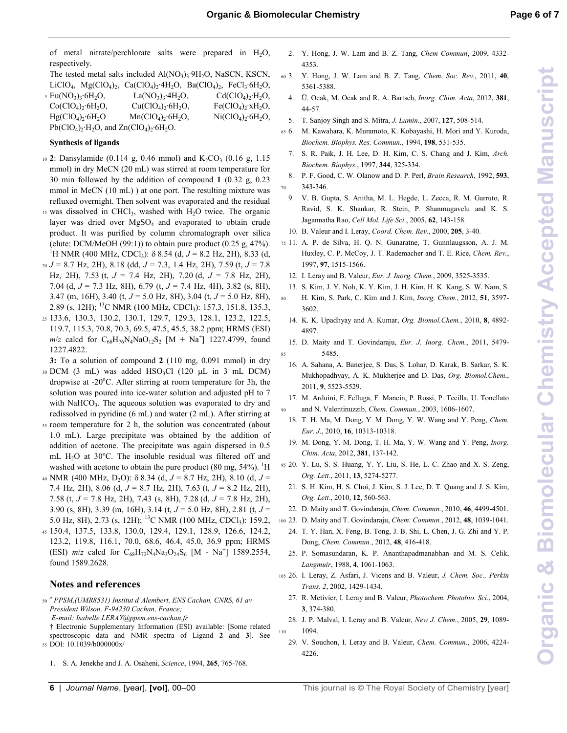of metal nitrate/perchlorate salts were prepared in $H_2O$, respectively.

The tested metal salts included $Al(NO_3)_3·9H_2O$, NaSCN, KSCN, $LiClO_4$, $Mg(ClO_4)_2$, $Ca(ClO_4)_2·4H_2O$, $Ba(ClO_4)_2$, $FeCl_3·6H_2O$, $Eu(NO_3)_3·6H_2O$, $La(NO_3)_3·4H_2O$, $Cd(ClO_4)_2·H_2O$, $Co(ClO_4)_2·6H_2O$, $Cu(ClO_4)_2·6H_2O$, $Fe(ClO_4)_2·xH_2O$, $Hg(ClO_4)_2·6H_2O$, $Mn(ClO_4)_2·6H_2O$, $Ni(ClO_4)_2·6H_2O$, $Pb(ClO_4)_2·H_2O$, and $Zn(ClO_4)_2·6H_2O$.

**Synthesis of ligands**

**2**: Dansylamide (0.114 g, 0.46 mmol) and $K_2CO_3$ (0.16 g, 1.15 mmol) in dry MeCN (20 mL) was stirred at room temperature for 30 min followed by the addition of compound **1** (0.32 g, 0.23 mmol in MeCN (10 mL) ) at one port. The resulting mixture was refluxed overnight. Then solvent was evaporated and the residual was dissolved in $CHCl_3$, washed with $H_2O$ twice. The organic layer was dried over $MgSO_4$ and evaporated to obtain crude product. It was purified by column chromatograph over silica (elute: DCM/MeOH (99:1)) to obtain pure product (0.25 g, 47%). $^1$H NMR (400 MHz, $CDCl_3$): δ 8.54 (d, $J$ = 8.2 Hz, 2H), 8.33 (d, $J$ = 8.7 Hz, 2H), 8.18 (dd, $J$ = 7.3, 1.4 Hz, 2H), 7.59 (t, $J$ = 7.8 Hz, 2H), 7.53 (t, $J$ = 7.4 Hz, 2H), 7.20 (d, $J$ = 7.8 Hz, 2H), 7.04 (d, $J$ = 7.3 Hz, 8H), 6.79 (t, $J$ = 7.4 Hz, 4H), 3.82 (s, 8H), 3.47 (m, 16H), 3.40 (t, $J$ = 5.0 Hz, 8H), 3.04 (t, $J$ = 5.0 Hz, 8H), 2.89 (s, 12H); $^{13}$C NMR (100 MHz, $CDCl_3$): 157.3, 151.8, 135.3, 133.6, 130.3, 130.2, 130.1, 129.7, 129.3, 128.1, 123.2, 122.5, 119.7, 115.3, 70.8, 70.3, 69.5, 47.5, 45.5, 38.2 ppm; HRMS (ESI) $m/z$ calcd for $C_{68}H_{76}N_4NaO_{12}S_2$ $[M + Na^+]$ 1227.4799, found 1227.4822.

**3:** To a solution of compound **2** (110 mg, 0.091 mmol) in dry DCM (3 mL) was added $HSO_3Cl$ (120 μL in 3 mL DCM) dropwise at -20°C. After stirring at room temperature for 3h, the solution was poured into ice-water solution and adjusted pH to 7 with $NaHCO_3$. The aqueous solution was evaporated to dry and redissolved in pyridine (6 mL) and water (2 mL). After stirring at room temperature for 2 h, the solution was concentrated (about 1.0 mL). Large precipitate was obtained by the addition of addition of acetone. The precipitate was again dispersed in 0.5 mL $H_2O$ at 30°C. The insoluble residual was filtered off and washed with acetone to obtain the pure product (80 mg, 54%). $^1$H NMR (400 MHz, $D_2O$): δ 8.34 (d, $J$ = 8.7 Hz, 2H), 8.10 (d, $J$ = 7.4 Hz, 2H), 8.06 (d, $J$ = 8.7 Hz, 2H), 7.63 (t, $J$ = 8.2 Hz, 2H), 7.58 (t, $J$ = 7.8 Hz, 2H), 7.43 (s, 8H), 7.28 (d, $J$ = 7.8 Hz, 2H), 3.90 (s, 8H), 3.39 (m, 16H), 3.14 (t, $J$ = 5.0 Hz, 8H), 2.81 (t, $J$ = 5.0 Hz, 8H), 2.73 (s, 12H); $^{13}$C NMR (100 MHz, $CDCl_3$): 159.2, 150.4, 137.5, 133.8, 130.0, 129.4, 129.1, 128.9, 126.6, 124.2, 123.2, 119.8, 116.1, 70.0, 68.6, 46.4, 45.0, 36.9 ppm; HRMS (ESI) $m/z$ calcd for $C_{68}H_{72}N_4Na_3O_{24}S_6$ $[M - Na^+]$ 1589.2554, found 1589.2628.

## Notes and references

[a] *PPSM,(UMR8531) Institut d'Alembert, ENS Cachan, CNRS, 61 av President Wilson, F-94230 Cachan, France;*
*E-mail: Isabelle.LERAY@ppsm.ens-cachan.fr*

† Electronic Supplementary Information (ESI) available: [Some related spectroscopic data and NMR spectra of Ligand **2** and **3**]. See DOI: 10.1039/b000000x/

1. S. A. Jenekhe and J. A. Osaheni, *Science*, 1994, **265**, 765-768.
2. Y. Hong, J. W. Lam and B. Z. Tang, *Chem Commun*, 2009, 4332-4353.
3. Y. Hong, J. W. Lam and B. Z. Tang, *Chem. Soc. Rev.*, 2011, **40**, 5361-5388.
4. Ü. Ocak, M. Ocak and R. A. Bartsch, *Inorg. Chim. Acta*, 2012, **381**, 44-57.
5. T. Sanjoy Singh and S. Mitra, *J. Lumin.*, 2007, **127**, 508-514.
6. M. Kawahara, K. Muramoto, K. Kobayashi, H. Mori and Y. Kuroda, *Biochem. Biophys. Res. Commun.*, 1994, **198**, 531-535.
7. S. R. Paik, J. H. Lee, D. H. Kim, C. S. Chang and J. Kim, *Arch. Biochem. Biophys.*, 1997, **344**, 325-334.
8. P. F. Good, C. W. Olanow and D. P. Perl, *Brain Research*, 1992, **593**, 343-346.
9. V. B. Gupta, S. Anitha, M. L. Hegde, L. Zecca, R. M. Garruto, R. Ravid, S. K. Shankar, R. Stein, P. Shanmugavelu and K. S. Jagannatha Rao, *Cell Mol. Life Sci.*, 2005, **62**, 143-158.
10. B. Valeur and I. Leray, *Coord. Chem. Rev.*, 2000, **205**, 3-40.
11. A. P. de Silva, H. Q. N. Gunaratne, T. Gunnlaugsson, A. J. M. Huxley, C. P. McCoy, J. T. Rademacher and T. E. Rice, *Chem. Rev.*, 1997, **97**, 1515-1566.
12. I. Leray and B. Valeur, *Eur. J. Inorg. Chem.*, 2009, 3525-3535.
13. S. Kim, J. Y. Noh, K. Y. Kim, J. H. Kim, H. K. Kang, S. W. Nam, S. H. Kim, S. Park, C. Kim and J. Kim, *Inorg. Chem.*, 2012, **51**, 3597-3602.
14. K. K. Upadhyay and A. Kumar, *Org. Biomol.Chem.*, 2010, **8**, 4892-4897.
15. D. Maity and T. Govindaraju, *Eur. J. Inorg. Chem.*, 2011, 5479-5485.
16. A. Sahana, A. Banerjee, S. Das, S. Lohar, D. Karak, B. Sarkar, S. K. Mukhopadhyay, A. K. Mukherjee and D. Das, *Org. Biomol.Chem.*, 2011, **9**, 5523-5529.
17. M. Arduini, F. Felluga, F. Mancin, P. Rossi, P. Tecilla, U. Tonellato and N. Valentinuzzib, *Chem. Commun.*, 2003, 1606-1607.
18. T. H. Ma, M. Dong, Y. M. Dong, Y. W. Wang and Y. Peng, *Chem. Eur. J.*, 2010, **16**, 10313-10318.
19. M. Dong, Y. M. Dong, T. H. Ma, Y. W. Wang and Y. Peng, *Inorg. Chim. Acta*, 2012, **381**, 137-142.
20. Y. Lu, S. S. Huang, Y. Y. Liu, S. He, L. C. Zhao and X. S. Zeng, *Org. Lett.*, 2011, **13**, 5274-5277.
21. S. H. Kim, H. S. Choi, J. Kim, S. J. Lee, D. T. Quang and J. S. Kim, *Org. Lett.*, 2010, **12**, 560-563.
22. D. Maity and T. Govindaraju, *Chem. Commun.*, 2010, **46**, 4499-4501.
23. D. Maity and T. Govindaraju, *Chem. Commun.*, 2012, **48**, 1039-1041.
24. T. Y. Han, X. Feng, B. Tong, J. B. Shi, L. Chen, J. G. Zhi and Y. P. Dong, *Chem. Commun.*, 2012, **48**, 416-418.
25. P. Somasundaran, K. P. Ananthapadmanabhan and M. S. Celik, *Langmuir*, 1988, **4**, 1061-1063.
26. I. Leray, Z. Asfari, J. Vicens and B. Valeur, *J. Chem. Soc., Perkin Trans. 2*, 2002, 1429-1434.
27. R. Metivier, I. Leray and B. Valeur, *Photochem. Photobio. Sci.*, 2004, **3**, 374-380.
28. J. P. Malval, I. Leray and B. Valeur, *New J. Chem.*, 2005, **29**, 1089-1094.
29. V. Souchon, I. Leray and B. Valeur, *Chem. Commun.*, 2006, 4224-4226.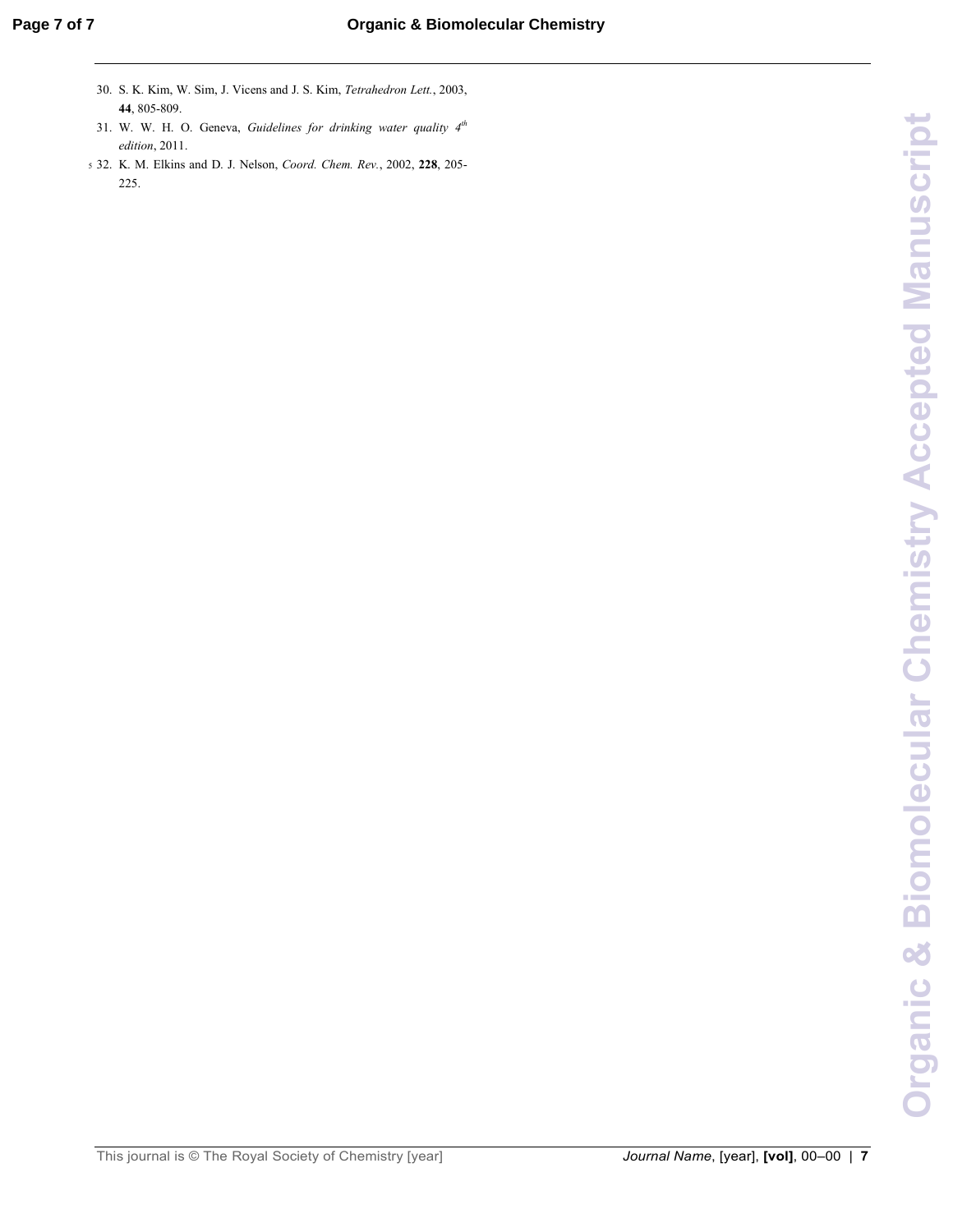30. S. K. Kim, W. Sim, J. Vicens and J. S. Kim, *Tetrahedron Lett.*, 2003, **44**, 805-809.
31. W. W. H. O. Geneva, *Guidelines for drinking water quality 4th edition*, 2011.
32. K. M. Elkins and D. J. Nelson, *Coord. Chem. Rev.*, 2002, **228**, 205-225.